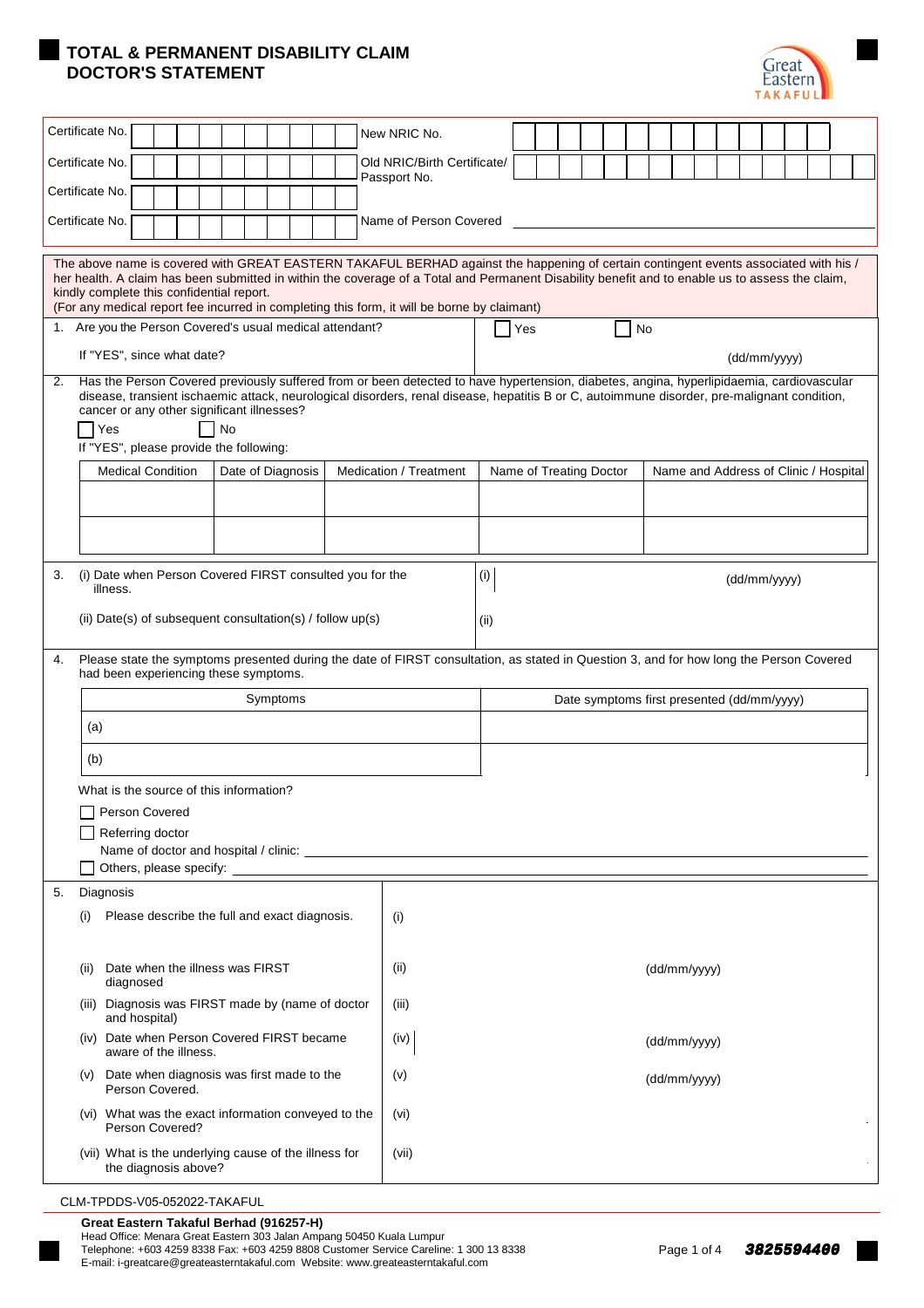# TOTAL & PERMANENT DISABILITY CLAIM DOCTOR'S STATEMENT

Great Eastern TAKAFUL

| | | | |
|---|---|---|---|
| Certificate No. | | New NRIC No. | |
| Certificate No. | | Old NRIC/Birth Certificate/ Passport No. | |
| Certificate No. | | | |
| Certificate No. | | Name of Person Covered | |

The above name is covered with GREAT EASTERN TAKAFUL BERHAD against the happening of certain contingent events associated with his / her health. A claim has been submitted in within the coverage of a Total and Permanent Disability benefit and to enable us to assess the claim, kindly complete this confidential report.
(For any medical report fee incurred in completing this form, it will be borne by claimant)

1. Are you the Person Covered's usual medical attendant? ☐ Yes ☐ No

   If "YES", since what date? (dd/mm/yyyy)

2. Has the Person Covered previously suffered from or been detected to have hypertension, diabetes, angina, hyperlipidaemia, cardiovascular disease, transient ischaemic attack, neurological disorders, renal disease, hepatitis B or C, autoimmune disorder, pre-malignant condition, cancer or any other significant illnesses?

   ☐ Yes ☐ No

   If "YES", please provide the following:

| Medical Condition | Date of Diagnosis | Medication / Treatment | Name of Treating Doctor | Name and Address of Clinic / Hospital |
|---|---|---|---|---|
| | | | | |
| | | | | |

3. (i) Date when Person Covered FIRST consulted you for the illness. (i) (dd/mm/yyyy)

   (ii) Date(s) of subsequent consultation(s) / follow up(s) (ii)

4. Please state the symptoms presented during the date of FIRST consultation, as stated in Question 3, and for how long the Person Covered had been experiencing these symptoms.

| Symptoms | Date symptoms first presented (dd/mm/yyyy) |
|---|---|
| (a) | |
| (b) | |

   What is the source of this information?

   ☐ Person Covered

   ☐ Referring doctor

   Name of doctor and hospital / clinic: ______

   ☐ Others, please specify: ______

5. Diagnosis

| | |
|---|---|
| (i) Please describe the full and exact diagnosis. | (i) |
| (ii) Date when the illness was FIRST diagnosed | (ii) (dd/mm/yyyy) |
| (iii) Diagnosis was FIRST made by (name of doctor and hospital) | (iii) |
| (iv) Date when Person Covered FIRST became aware of the illness. | (iv) (dd/mm/yyyy) |
| (v) Date when diagnosis was first made to the Person Covered. | (v) (dd/mm/yyyy) |
| (vi) What was the exact information conveyed to the Person Covered? | (vi) |
| (vii) What is the underlying cause of the illness for the diagnosis above? | (vii) |

CLM-TPDDS-V05-052022-TAKAFUL

**Great Eastern Takaful Berhad (916257-H)**
Head Office: Menara Great Eastern 303 Jalan Ampang 50450 Kuala Lumpur
Telephone: +603 4259 8338 Fax: +603 4259 8808 Customer Service Careline: 1 300 13 8338
E-mail: i-greatcare@greateasterntakaful.com Website: www.greateasterntakaful.com

*3825594400*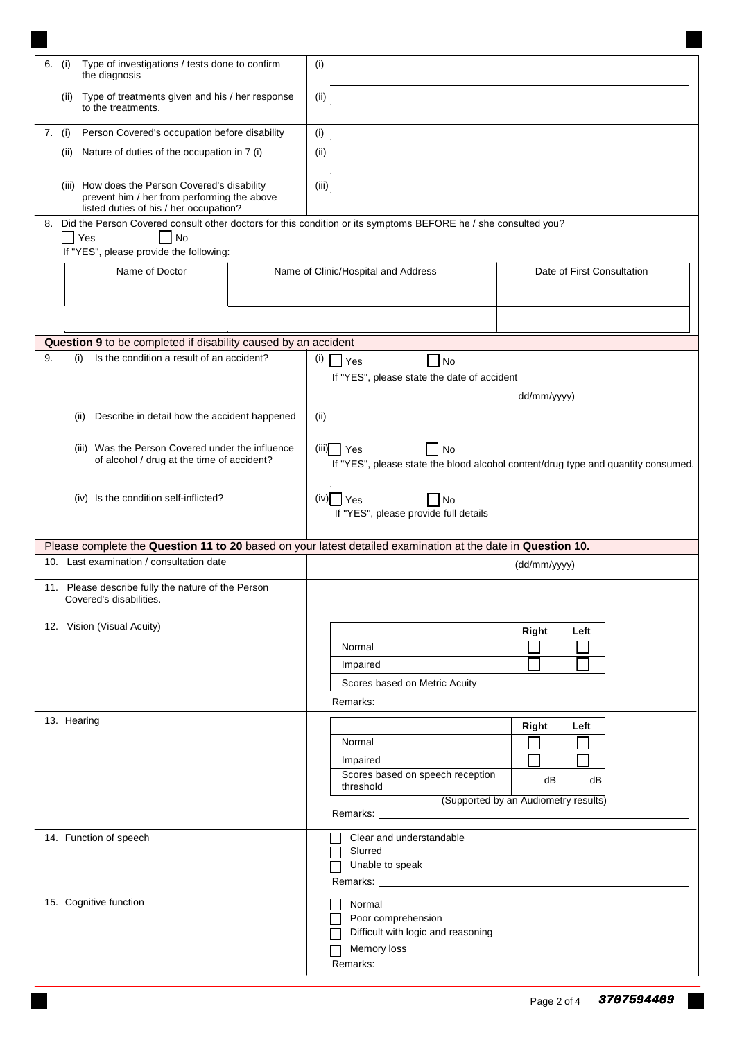| | |
|---|---|
| 6. (i) Type of investigations / tests done to confirm the diagnosis | (i) |
| (ii) Type of treatments given and his / her response to the treatments. | (ii) |
| 7. (i) Person Covered's occupation before disability | (i) |
| (ii) Nature of duties of the occupation in 7 (i) | (ii) |
| (iii) How does the Person Covered's disability prevent him / her from performing the above listed duties of his / her occupation? | (iii) |

8. Did the Person Covered consult other doctors for this condition or its symptoms BEFORE he / she consulted you?

☐ Yes ☐ No

If "YES", please provide the following:

| Name of Doctor | Name of Clinic/Hospital and Address | Date of First Consultation |
|---|---|---|
| | | |
| | | |

**Question 9** to be completed if disability caused by an accident

| | |
|---|---|
| 9. (i) Is the condition a result of an accident? | (i) ☐ Yes ☐ No<br>If "YES", please state the date of accident<br>dd/mm/yyyy) |
| (ii) Describe in detail how the accident happened | (ii) |
| (iii) Was the Person Covered under the influence of alcohol / drug at the time of accident? | (iii) ☐ Yes ☐ No<br>If "YES", please state the blood alcohol content/drug type and quantity consumed. |
| (iv) Is the condition self-inflicted? | (iv) ☐ Yes ☐ No<br>If "YES", please provide full details |

Please complete the **Question 11 to 20** based on your latest detailed examination at the date in **Question 10.**

| | |
|---|---|
| 10. Last examination / consultation date | (dd/mm/yyyy) |
| 11. Please describe fully the nature of the Person Covered's disabilities. | |

12. Vision (Visual Acuity)

| | Right | Left |
|---|---|---|
| Normal | ☐ | ☐ |
| Impaired | ☐ | ☐ |
| Scores based on Metric Acuity | | |

Remarks: ______

13. Hearing

| | Right | Left |
|---|---|---|
| Normal | ☐ | ☐ |
| Impaired | ☐ | ☐ |
| Scores based on speech reception threshold | dB | dB |

(Supported by an Audiometry results)

Remarks: ______

14. Function of speech

☐ Clear and understandable
☐ Slurred
☐ Unable to speak
Remarks: ______

15. Cognitive function

☐ Normal
☐ Poor comprehension
☐ Difficult with logic and reasoning
☐ Memory loss
Remarks: ______

3707594409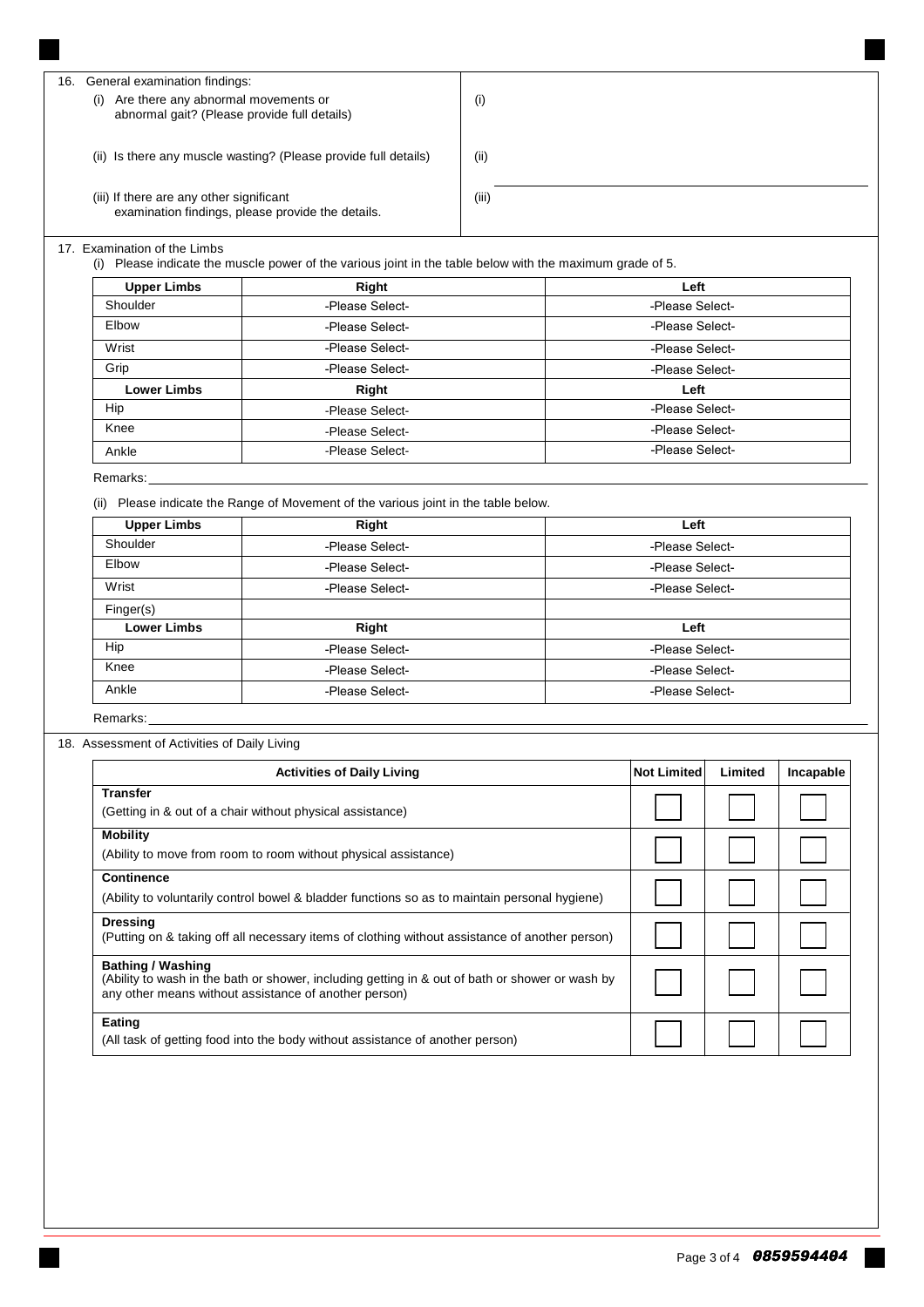16. General examination findings:

| | |
|---|---|
| (i) Are there any abnormal movements or abnormal gait? (Please provide full details) | (i) |
| (ii) Is there any muscle wasting? (Please provide full details) | (ii) |
| (iii) If there are any other significant examination findings, please provide the details. | (iii) |

17. Examination of the Limbs

(i) Please indicate the muscle power of the various joint in the table below with the maximum grade of 5.

| Upper Limbs | Right | Left |
|---|---|---|
| Shoulder | -Please Select- | -Please Select- |
| Elbow | -Please Select- | -Please Select- |
| Wrist | -Please Select- | -Please Select- |
| Grip | -Please Select- | -Please Select- |
| **Lower Limbs** | **Right** | **Left** |
| Hip | -Please Select- | -Please Select- |
| Knee | -Please Select- | -Please Select- |
| Ankle | -Please Select- | -Please Select- |

Remarks: ______________________________

(ii) Please indicate the Range of Movement of the various joint in the table below.

| Upper Limbs | Right | Left |
|---|---|---|
| Shoulder | -Please Select- | -Please Select- |
| Elbow | -Please Select- | -Please Select- |
| Wrist | -Please Select- | -Please Select- |
| Finger(s) | | |
| **Lower Limbs** | **Right** | **Left** |
| Hip | -Please Select- | -Please Select- |
| Knee | -Please Select- | -Please Select- |
| Ankle | -Please Select- | -Please Select- |

Remarks: ______________________________

18. Assessment of Activities of Daily Living

| Activities of Daily Living | Not Limited | Limited | Incapable |
|---|---|---|---|
| **Transfer**<br>(Getting in & out of a chair without physical assistance) | ☐ | ☐ | ☐ |
| **Mobility**<br>(Ability to move from room to room without physical assistance) | ☐ | ☐ | ☐ |
| **Continence**<br>(Ability to voluntarily control bowel & bladder functions so as to maintain personal hygiene) | ☐ | ☐ | ☐ |
| **Dressing**<br>(Putting on & taking off all necessary items of clothing without assistance of another person) | ☐ | ☐ | ☐ |
| **Bathing / Washing**<br>(Ability to wash in the bath or shower, including getting in & out of bath or shower or wash by any other means without assistance of another person) | ☐ | ☐ | ☐ |
| **Eating**<br>(All task of getting food into the body without assistance of another person) | ☐ | ☐ | ☐ |

*0859594404*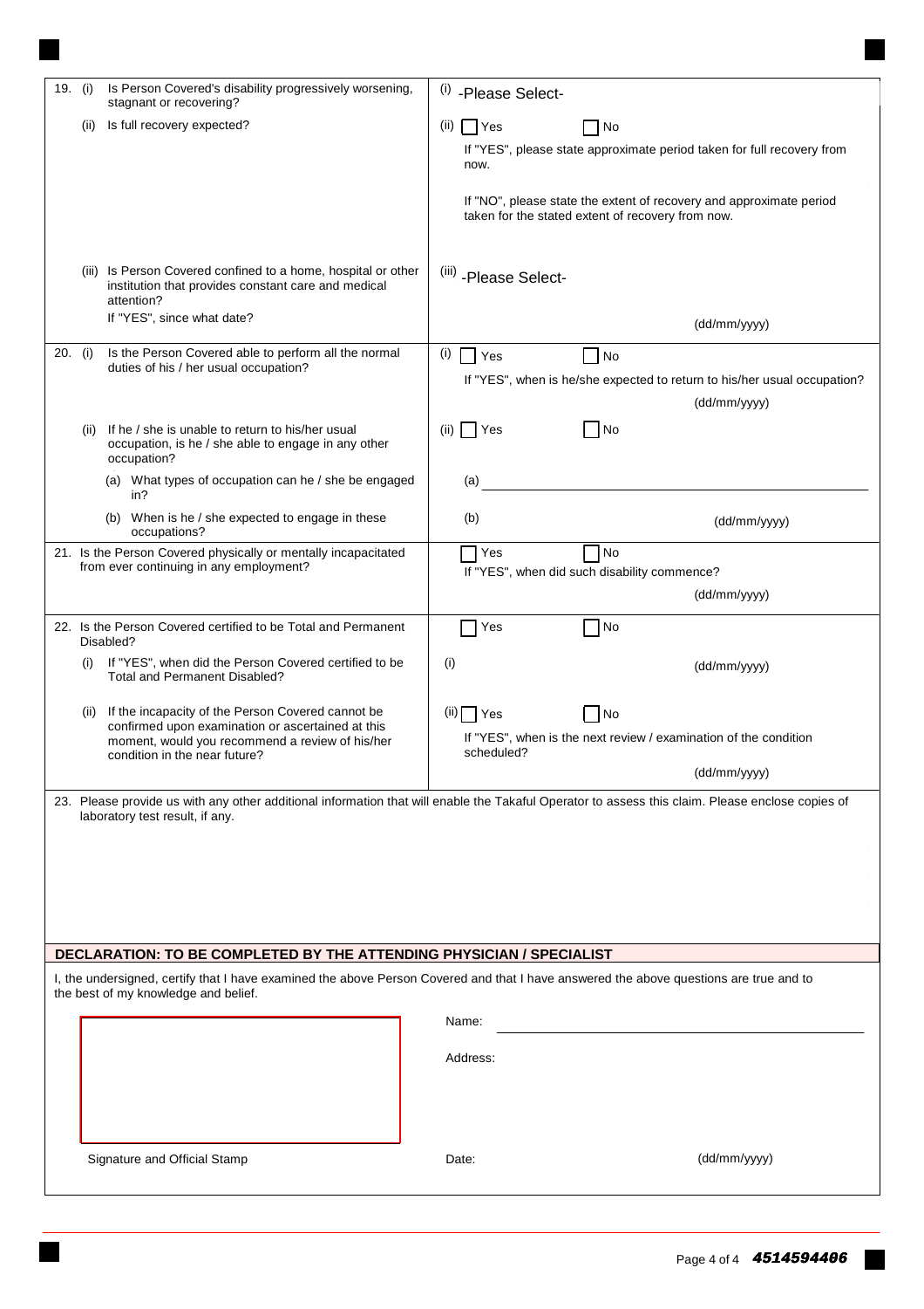| | |
|---|---|
| 19. (i) Is Person Covered's disability progressively worsening, stagnant or recovering? | (i) -Please Select- |
| (ii) Is full recovery expected? | (ii) ☐ Yes ☐ No<br>If "YES", please state approximate period taken for full recovery from now.<br><br>If "NO", please state the extent of recovery and approximate period taken for the stated extent of recovery from now. |
| (iii) Is Person Covered confined to a home, hospital or other institution that provides constant care and medical attention?<br>If "YES", since what date? | (iii) -Please Select-<br><br>(dd/mm/yyyy) |
| 20. (i) Is the Person Covered able to perform all the normal duties of his / her usual occupation? | (i) ☐ Yes ☐ No<br>If "YES", when is he/she expected to return to his/her usual occupation?<br>(dd/mm/yyyy) |
| (ii) If he / she is unable to return to his/her usual occupation, is he / she able to engage in any other occupation? | (ii) ☐ Yes ☐ No |
| (a) What types of occupation can he / she be engaged in? | (a) ______________________ |
| (b) When is he / she expected to engage in these occupations? | (b) (dd/mm/yyyy) |
| 21. Is the Person Covered physically or mentally incapacitated from ever continuing in any employment? | ☐ Yes ☐ No<br>If "YES", when did such disability commence?<br>(dd/mm/yyyy) |
| 22. Is the Person Covered certified to be Total and Permanent Disabled? | ☐ Yes ☐ No |
| (i) If "YES", when did the Person Covered certified to be Total and Permanent Disabled? | (i) (dd/mm/yyyy) |
| (ii) If the incapacity of the Person Covered cannot be confirmed upon examination or ascertained at this moment, would you recommend a review of his/her condition in the near future? | (ii) ☐ Yes ☐ No<br>If "YES", when is the next review / examination of the condition scheduled?<br>(dd/mm/yyyy) |

23. Please provide us with any other additional information that will enable the Takaful Operator to assess this claim. Please enclose copies of laboratory test result, if any.

## DECLARATION: TO BE COMPLETED BY THE ATTENDING PHYSICIAN / SPECIALIST

I, the undersigned, certify that I have examined the above Person Covered and that I have answered the above questions are true and to the best of my knowledge and belief.

Name: ______________________

Address:

Signature and Official Stamp

Date: (dd/mm/yyyy)

4514594406